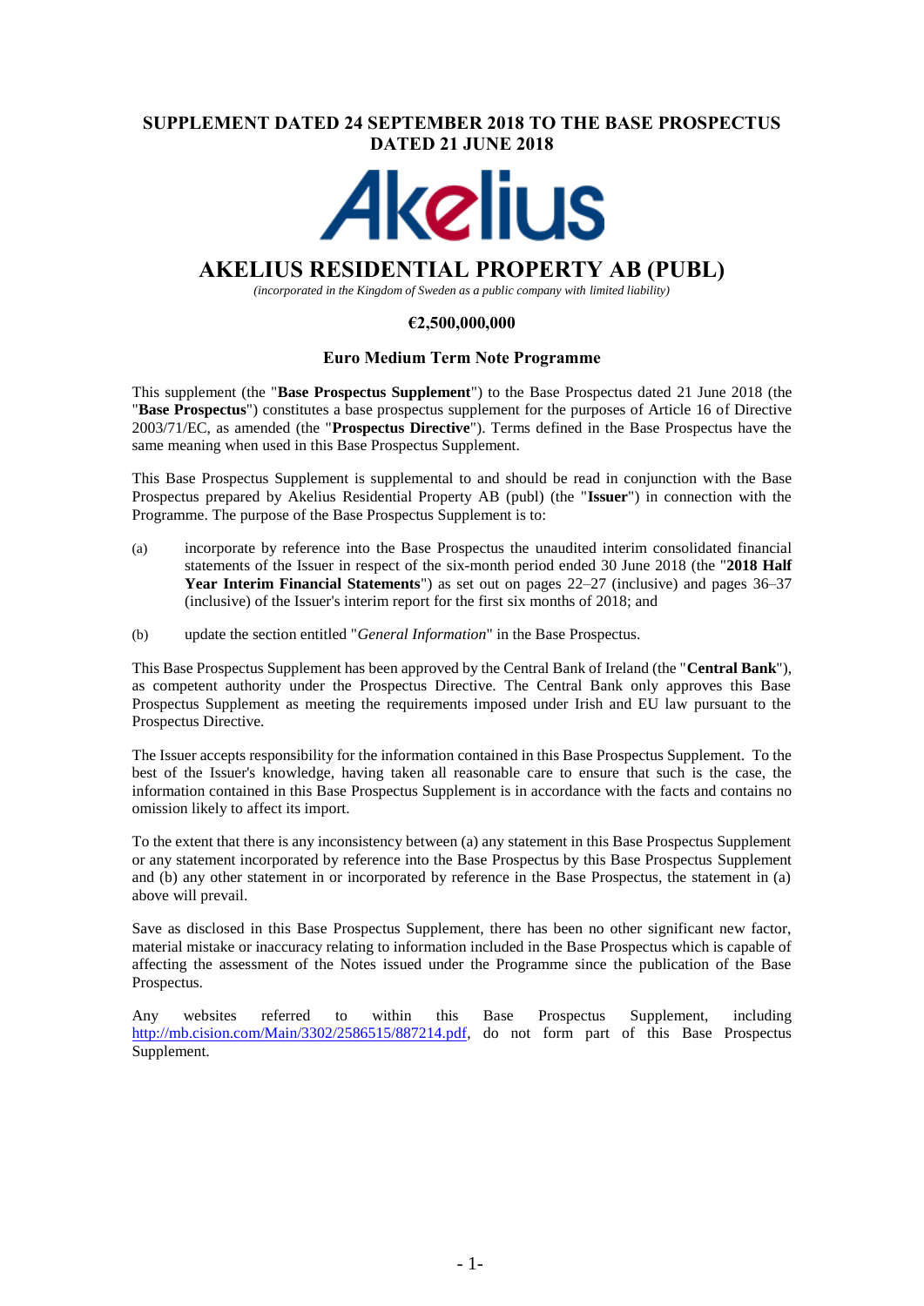**SUPPLEMENT DATED 24 SEPTEMBER 2018 TO THE BASE PROSPECTUS DATED 21 JUNE 2018**

Akelius

# AKELIUS RESIDENTIAL PROPERTY AB (PUBL)

*(incorporated in the Kingdom of Sweden as a public company with limited liability)*

**€2,500,000,000**

**Euro Medium Term Note Programme**

This supplement (the "**Base Prospectus Supplement**") to the Base Prospectus dated 21 June 2018 (the "**Base Prospectus**") constitutes a base prospectus supplement for the purposes of Article 16 of Directive 2003/71/EC, as amended (the "**Prospectus Directive**"). Terms defined in the Base Prospectus have the same meaning when used in this Base Prospectus Supplement.

This Base Prospectus Supplement is supplemental to and should be read in conjunction with the Base Prospectus prepared by Akelius Residential Property AB (publ) (the "**Issuer**") in connection with the Programme. The purpose of the Base Prospectus Supplement is to:

(a) incorporate by reference into the Base Prospectus the unaudited interim consolidated financial statements of the Issuer in respect of the six-month period ended 30 June 2018 (the "**2018 Half Year Interim Financial Statements**") as set out on pages 22–27 (inclusive) and pages 36–37 (inclusive) of the Issuer's interim report for the first six months of 2018; and

(b) update the section entitled "*General Information*" in the Base Prospectus.

This Base Prospectus Supplement has been approved by the Central Bank of Ireland (the "**Central Bank**"), as competent authority under the Prospectus Directive. The Central Bank only approves this Base Prospectus Supplement as meeting the requirements imposed under Irish and EU law pursuant to the Prospectus Directive.

The Issuer accepts responsibility for the information contained in this Base Prospectus Supplement. To the best of the Issuer's knowledge, having taken all reasonable care to ensure that such is the case, the information contained in this Base Prospectus Supplement is in accordance with the facts and contains no omission likely to affect its import.

To the extent that there is any inconsistency between (a) any statement in this Base Prospectus Supplement or any statement incorporated by reference into the Base Prospectus by this Base Prospectus Supplement and (b) any other statement in or incorporated by reference in the Base Prospectus, the statement in (a) above will prevail.

Save as disclosed in this Base Prospectus Supplement, there has been no other significant new factor, material mistake or inaccuracy relating to information included in the Base Prospectus which is capable of affecting the assessment of the Notes issued under the Programme since the publication of the Base Prospectus.

Any websites referred to within this Base Prospectus Supplement, including http://mb.cision.com/Main/3302/2586515/887214.pdf, do not form part of this Base Prospectus Supplement.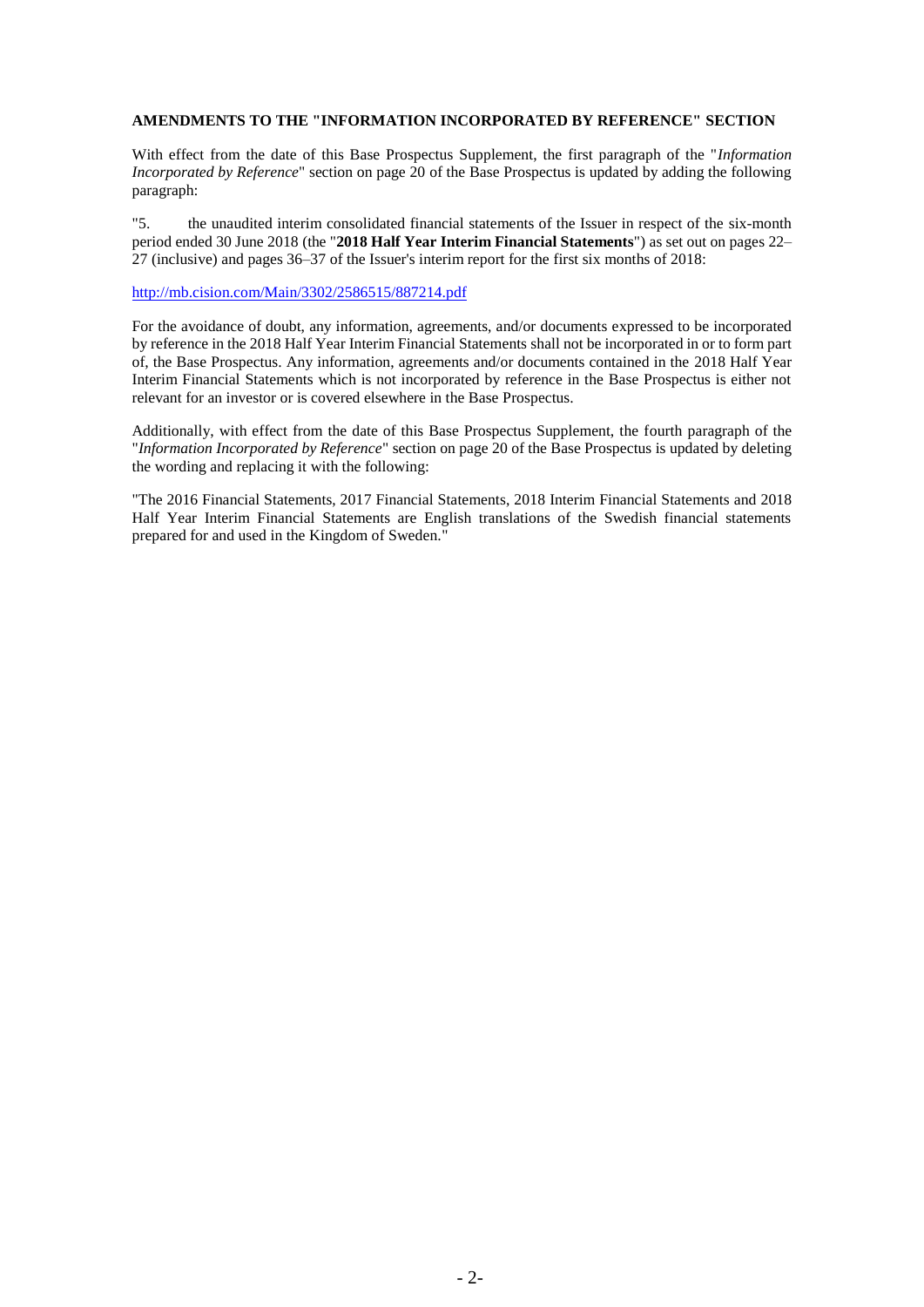## AMENDMENTS TO THE "INFORMATION INCORPORATED BY REFERENCE" SECTION

With effect from the date of this Base Prospectus Supplement, the first paragraph of the "*Information Incorporated by Reference*" section on page 20 of the Base Prospectus is updated by adding the following paragraph:

"5. the unaudited interim consolidated financial statements of the Issuer in respect of the six-month period ended 30 June 2018 (the "**2018 Half Year Interim Financial Statements**") as set out on pages 22–27 (inclusive) and pages 36–37 of the Issuer's interim report for the first six months of 2018:

http://mb.cision.com/Main/3302/2586515/887214.pdf

For the avoidance of doubt, any information, agreements, and/or documents expressed to be incorporated by reference in the 2018 Half Year Interim Financial Statements shall not be incorporated in or to form part of, the Base Prospectus. Any information, agreements and/or documents contained in the 2018 Half Year Interim Financial Statements which is not incorporated by reference in the Base Prospectus is either not relevant for an investor or is covered elsewhere in the Base Prospectus.

Additionally, with effect from the date of this Base Prospectus Supplement, the fourth paragraph of the "*Information Incorporated by Reference*" section on page 20 of the Base Prospectus is updated by deleting the wording and replacing it with the following:

"The 2016 Financial Statements, 2017 Financial Statements, 2018 Interim Financial Statements and 2018 Half Year Interim Financial Statements are English translations of the Swedish financial statements prepared for and used in the Kingdom of Sweden."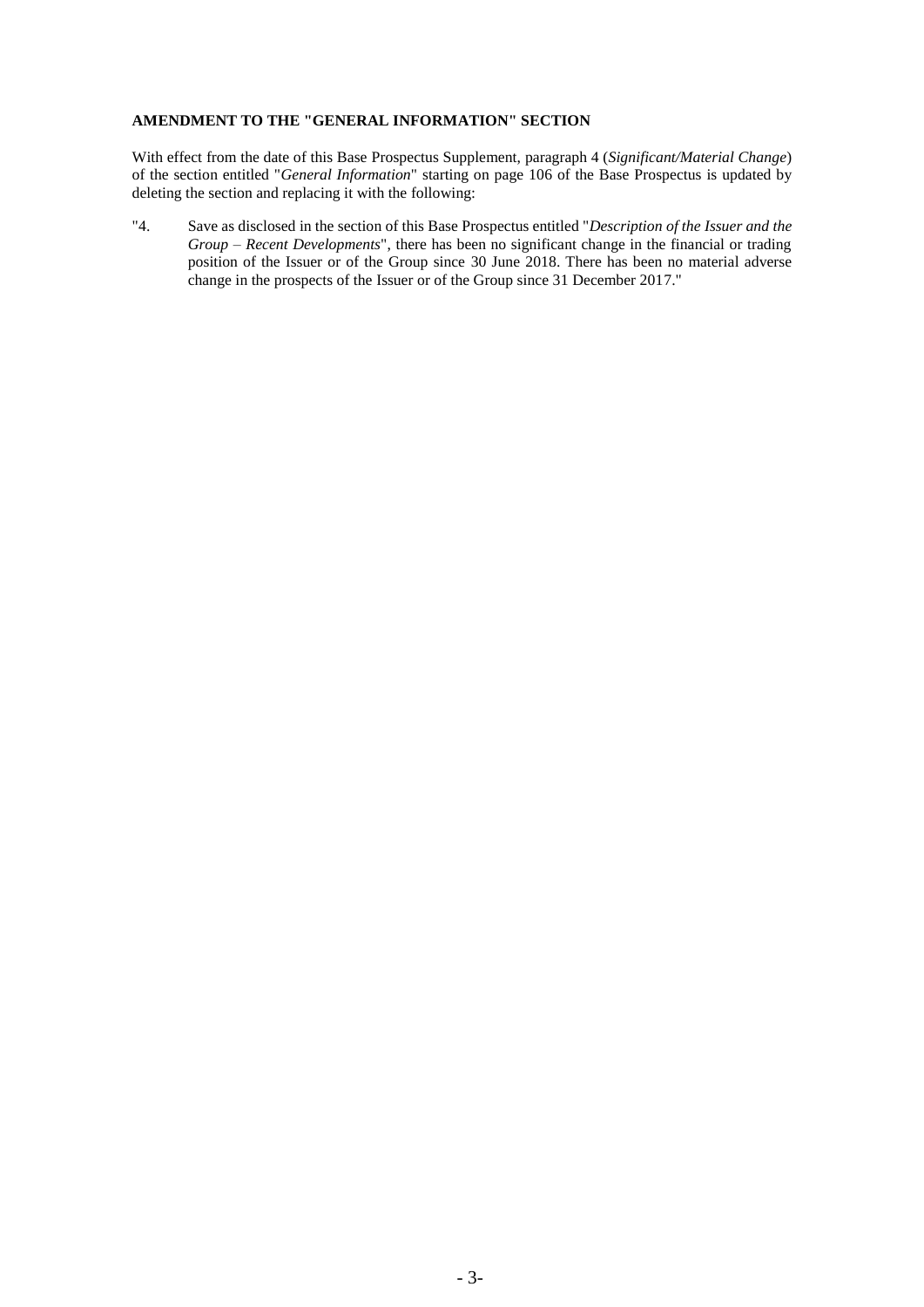**AMENDMENT TO THE "GENERAL INFORMATION" SECTION**

With effect from the date of this Base Prospectus Supplement, paragraph 4 (*Significant/Material Change*) of the section entitled "*General Information*" starting on page 106 of the Base Prospectus is updated by deleting the section and replacing it with the following:

"4. Save as disclosed in the section of this Base Prospectus entitled "*Description of the Issuer and the Group – Recent Developments*", there has been no significant change in the financial or trading position of the Issuer or of the Group since 30 June 2018. There has been no material adverse change in the prospects of the Issuer or of the Group since 31 December 2017."